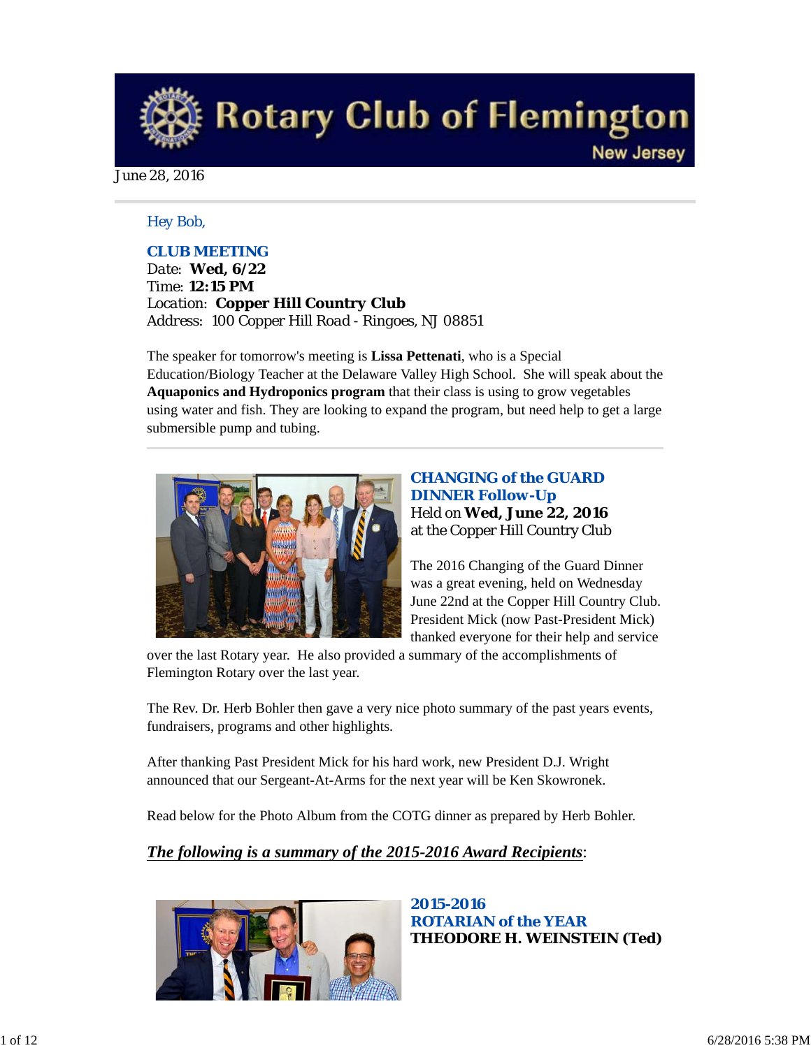# Rotary Club of Flemington

New Jersey

June 28, 2016

Hey Bob,

**CLUB MEETING**
Date: **Wed, 6/22**
Time: **12:15 PM**
Location: **Copper Hill Country Club**
Address: 100 Copper Hill Road - Ringoes, NJ 08851

The speaker for tomorrow's meeting is **Lissa Pettenati**, who is a Special Education/Biology Teacher at the Delaware Valley High School. She will speak about the **Aquaponics and Hydroponics program** that their class is using to grow vegetables using water and fish. They are looking to expand the program, but need help to get a large submersible pump and tubing.

---

## CHANGING of the GUARD DINNER Follow-Up

Held on **Wed, June 22, 2016**
at the Copper Hill Country Club

The 2016 Changing of the Guard Dinner was a great evening, held on Wednesday June 22nd at the Copper Hill Country Club. President Mick (now Past-President Mick) thanked everyone for their help and service over the last Rotary year. He also provided a summary of the accomplishments of Flemington Rotary over the last year.

The Rev. Dr. Herb Bohler then gave a very nice photo summary of the past years events, fundraisers, programs and other highlights.

After thanking Past President Mick for his hard work, new President D.J. Wright announced that our Sergeant-At-Arms for the next year will be Ken Skowronek.

Read below for the Photo Album from the COTG dinner as prepared by Herb Bohler.

***The following is a summary of the 2015-2016 Award Recipients***:

## 2015-2016 ROTARIAN of the YEAR

**THEODORE H. WEINSTEIN (Ted)**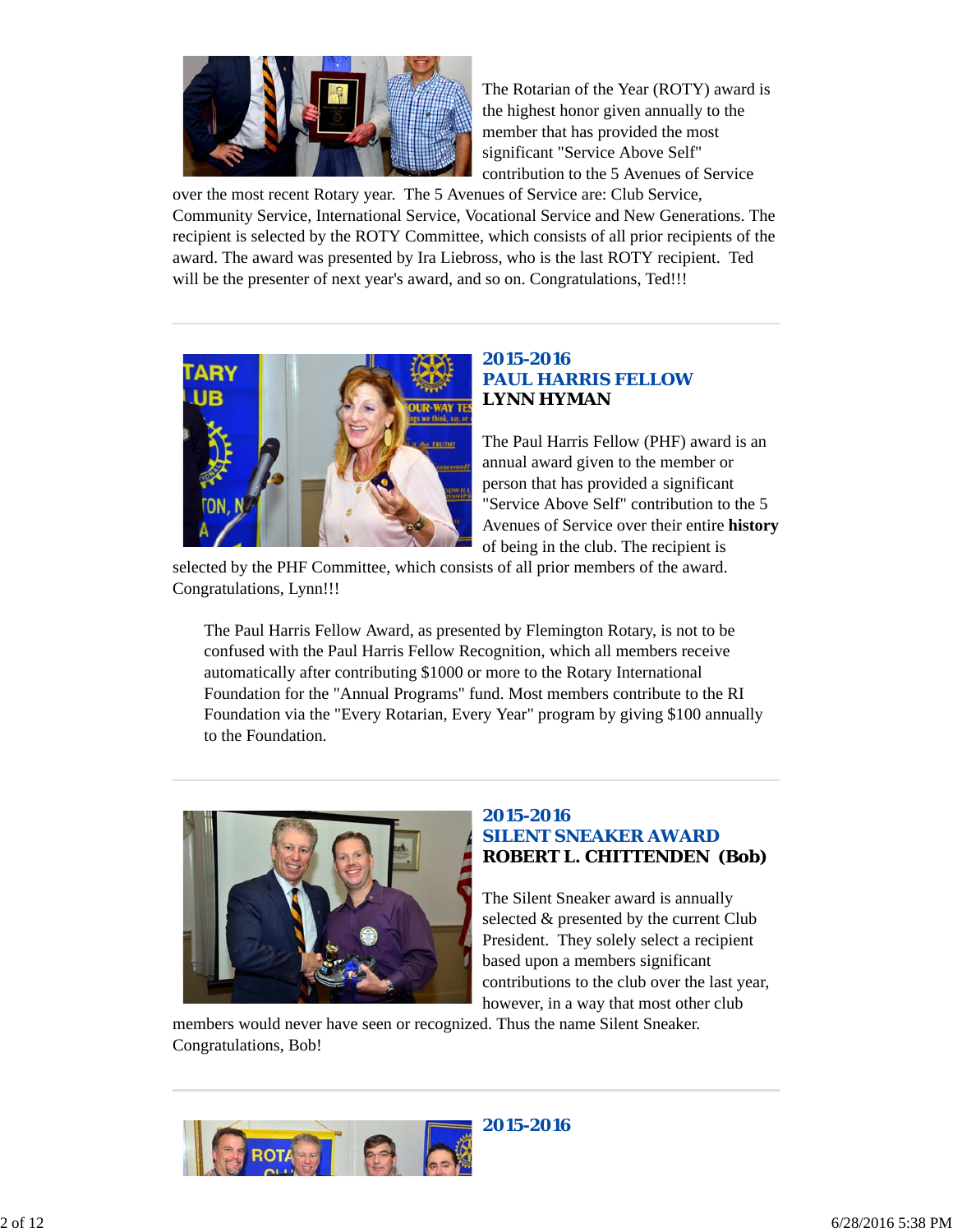The Rotarian of the Year (ROTY) award is the highest honor given annually to the member that has provided the most significant "Service Above Self" contribution to the 5 Avenues of Service over the most recent Rotary year. The 5 Avenues of Service are: Club Service, Community Service, International Service, Vocational Service and New Generations. The recipient is selected by the ROTY Committee, which consists of all prior recipients of the award. The award was presented by Ira Liebross, who is the last ROTY recipient. Ted will be the presenter of next year's award, and so on. Congratulations, Ted!!!

---

### 2015-2016
### PAUL HARRIS FELLOW
**LYNN HYMAN**

The Paul Harris Fellow (PHF) award is an annual award given to the member or person that has provided a significant "Service Above Self" contribution to the 5 Avenues of Service over their entire **history** of being in the club. The recipient is selected by the PHF Committee, which consists of all prior members of the award. Congratulations, Lynn!!!

> The Paul Harris Fellow Award, as presented by Flemington Rotary, is not to be confused with the Paul Harris Fellow Recognition, which all members receive automatically after contributing $1000 or more to the Rotary International Foundation for the "Annual Programs" fund. Most members contribute to the RI Foundation via the "Every Rotarian, Every Year" program by giving $100 annually to the Foundation.

---

### 2015-2016
### SILENT SNEAKER AWARD
**ROBERT L. CHITTENDEN (Bob)**

The Silent Sneaker award is annually selected & presented by the current Club President. They solely select a recipient based upon a members significant contributions to the club over the last year, however, in a way that most other club members would never have seen or recognized. Thus the name Silent Sneaker. Congratulations, Bob!

---

### 2015-2016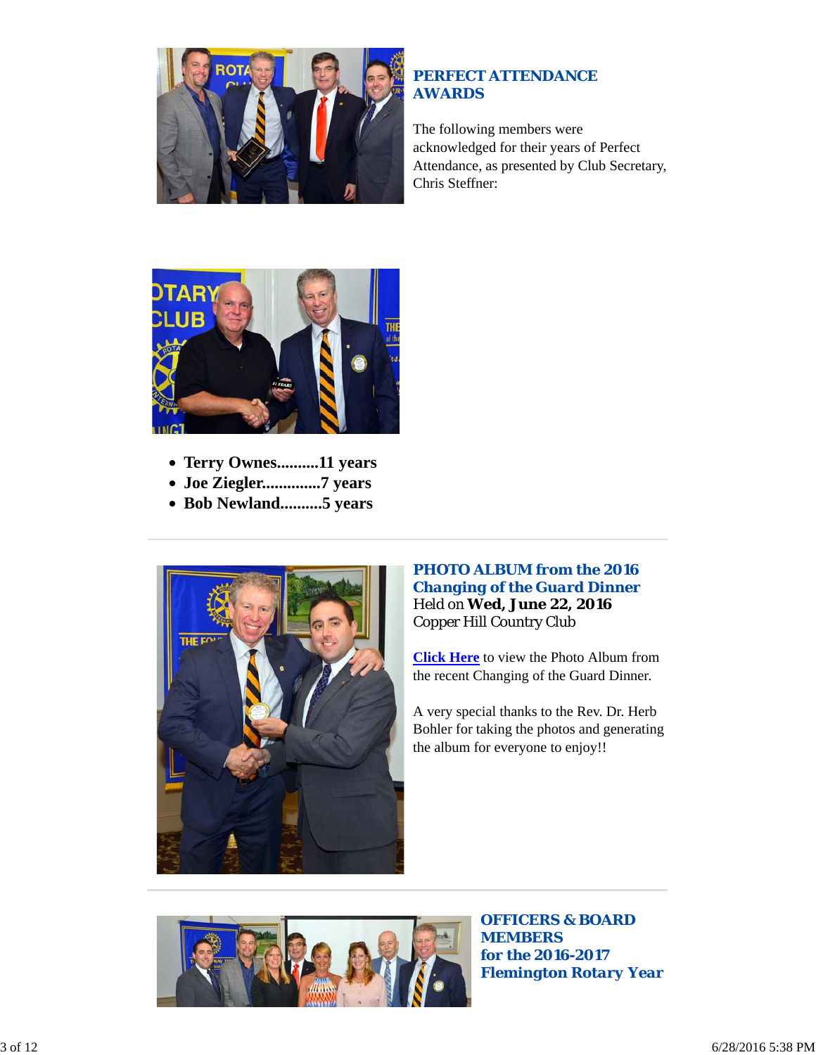## PERFECT ATTENDANCE AWARDS

The following members were acknowledged for their years of Perfect Attendance, as presented by Club Secretary, Chris Steffner:

- **Terry Ownes..........11 years**
- **Joe Ziegler..............7 years**
- **Bob Newland..........5 years**

---

## PHOTO ALBUM from the 2016 Changing of the Guard Dinner

Held on **Wed, June 22, 2016**
Copper Hill Country Club

**Click Here** to view the Photo Album from the recent Changing of the Guard Dinner.

A very special thanks to the Rev. Dr. Herb Bohler for taking the photos and generating the album for everyone to enjoy!!

---

## OFFICERS & BOARD MEMBERS for the 2016-2017 Flemington Rotary Year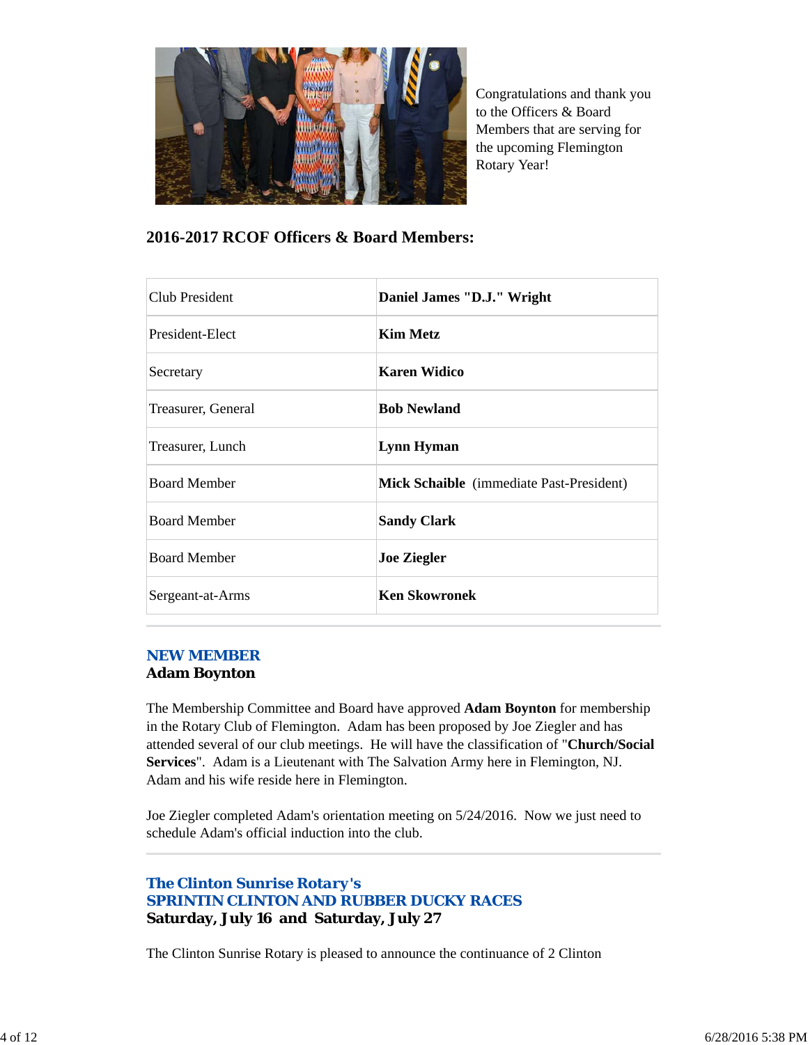Congratulations and thank you to the Officers & Board Members that are serving for the upcoming Flemington Rotary Year!

## 2016-2017 RCOF Officers & Board Members:

| | |
|---|---|
| Club President | **Daniel James "D.J." Wright** |
| President-Elect | **Kim Metz** |
| Secretary | **Karen Widico** |
| Treasurer, General | **Bob Newland** |
| Treasurer, Lunch | **Lynn Hyman** |
| Board Member | **Mick Schaible** (immediate Past-President) |
| Board Member | **Sandy Clark** |
| Board Member | **Joe Ziegler** |
| Sergeant-at-Arms | **Ken Skowronek** |

## NEW MEMBER
### Adam Boynton

The Membership Committee and Board have approved **Adam Boynton** for membership in the Rotary Club of Flemington. Adam has been proposed by Joe Ziegler and has attended several of our club meetings. He will have the classification of "**Church/Social Services**". Adam is a Lieutenant with The Salvation Army here in Flemington, NJ. Adam and his wife reside here in Flemington.

Joe Ziegler completed Adam's orientation meeting on 5/24/2016. Now we just need to schedule Adam's official induction into the club.

## The Clinton Sunrise Rotary's
## SPRINTIN CLINTON AND RUBBER DUCKY RACES
### Saturday, July 16 and Saturday, July 27

The Clinton Sunrise Rotary is pleased to announce the continuance of 2 Clinton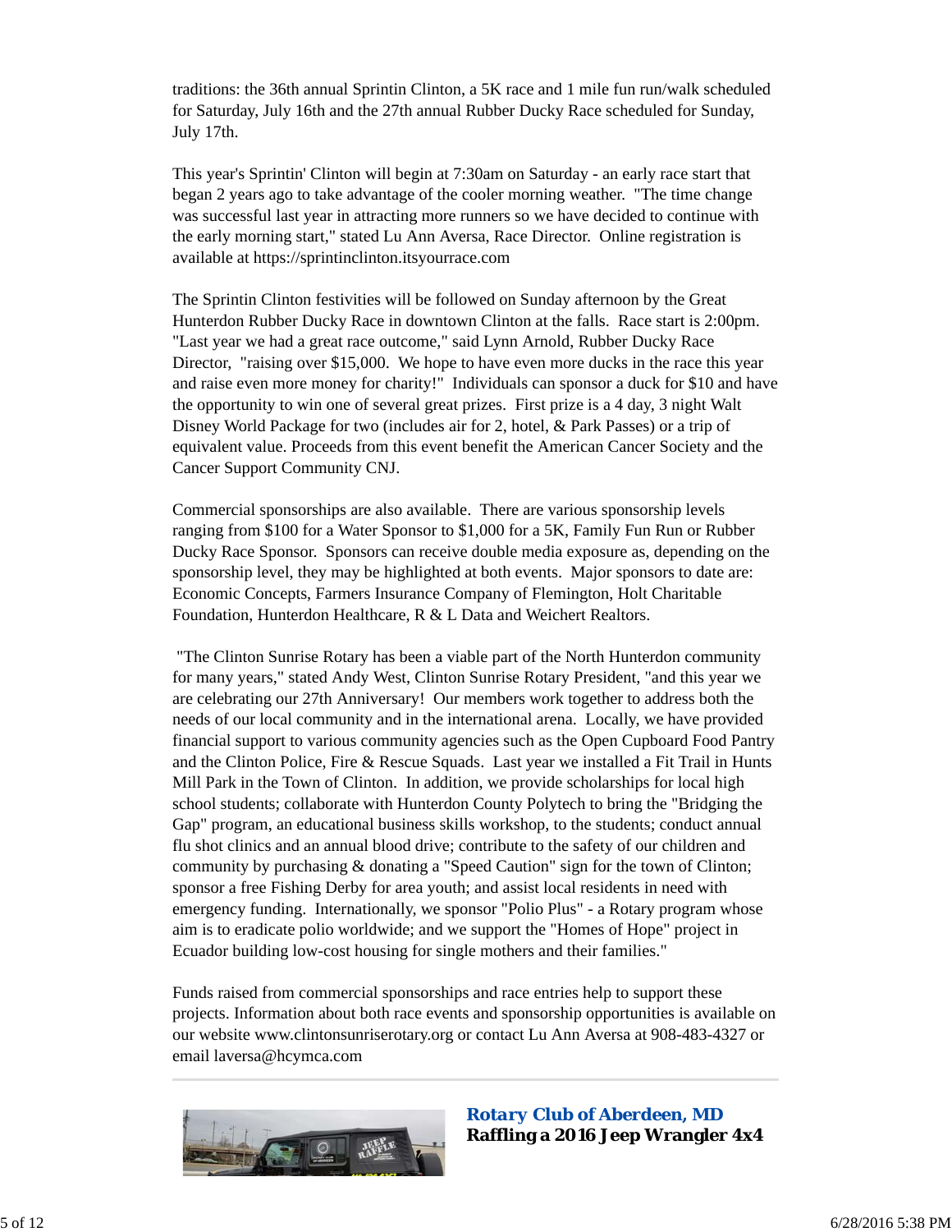traditions: the 36th annual Sprintin Clinton, a 5K race and 1 mile fun run/walk scheduled for Saturday, July 16th and the 27th annual Rubber Ducky Race scheduled for Sunday, July 17th.

This year's Sprintin' Clinton will begin at 7:30am on Saturday - an early race start that began 2 years ago to take advantage of the cooler morning weather. "The time change was successful last year in attracting more runners so we have decided to continue with the early morning start," stated Lu Ann Aversa, Race Director. Online registration is available at https://sprintinclinton.itsyourrace.com

The Sprintin Clinton festivities will be followed on Sunday afternoon by the Great Hunterdon Rubber Ducky Race in downtown Clinton at the falls. Race start is 2:00pm. "Last year we had a great race outcome," said Lynn Arnold, Rubber Ducky Race Director, "raising over $15,000. We hope to have even more ducks in the race this year and raise even more money for charity!" Individuals can sponsor a duck for $10 and have the opportunity to win one of several great prizes. First prize is a 4 day, 3 night Walt Disney World Package for two (includes air for 2, hotel, & Park Passes) or a trip of equivalent value. Proceeds from this event benefit the American Cancer Society and the Cancer Support Community CNJ.

Commercial sponsorships are also available. There are various sponsorship levels ranging from $100 for a Water Sponsor to $1,000 for a 5K, Family Fun Run or Rubber Ducky Race Sponsor. Sponsors can receive double media exposure as, depending on the sponsorship level, they may be highlighted at both events. Major sponsors to date are: Economic Concepts, Farmers Insurance Company of Flemington, Holt Charitable Foundation, Hunterdon Healthcare, R & L Data and Weichert Realtors.

"The Clinton Sunrise Rotary has been a viable part of the North Hunterdon community for many years," stated Andy West, Clinton Sunrise Rotary President, "and this year we are celebrating our 27th Anniversary! Our members work together to address both the needs of our local community and in the international arena. Locally, we have provided financial support to various community agencies such as the Open Cupboard Food Pantry and the Clinton Police, Fire & Rescue Squads. Last year we installed a Fit Trail in Hunts Mill Park in the Town of Clinton. In addition, we provide scholarships for local high school students; collaborate with Hunterdon County Polytech to bring the "Bridging the Gap" program, an educational business skills workshop, to the students; conduct annual flu shot clinics and an annual blood drive; contribute to the safety of our children and community by purchasing & donating a "Speed Caution" sign for the town of Clinton; sponsor a free Fishing Derby for area youth; and assist local residents in need with emergency funding. Internationally, we sponsor "Polio Plus" - a Rotary program whose aim is to eradicate polio worldwide; and we support the "Homes of Hope" project in Ecuador building low-cost housing for single mothers and their families."

Funds raised from commercial sponsorships and race entries help to support these projects. Information about both race events and sponsorship opportunities is available on our website www.clintonsunriserotary.org or contact Lu Ann Aversa at 908-483-4327 or email laversa@hcymca.com

---

### *Rotary Club of Aberdeen, MD*
### ***Raffling a 2016 Jeep Wrangler 4x4***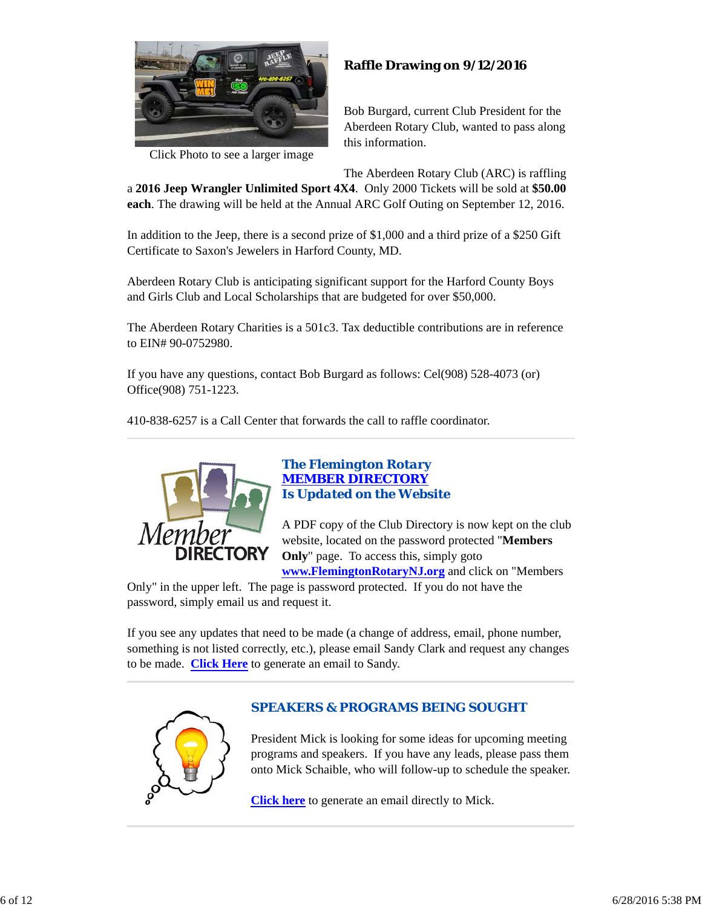Click Photo to see a larger image

## Raffle Drawing on 9/12/2016

Bob Burgard, current Club President for the Aberdeen Rotary Club, wanted to pass along this information.

The Aberdeen Rotary Club (ARC) is raffling a **2016 Jeep Wrangler Unlimited Sport 4X4**. Only 2000 Tickets will be sold at **$50.00 each**. The drawing will be held at the Annual ARC Golf Outing on September 12, 2016.

In addition to the Jeep, there is a second prize of $1,000 and a third prize of a $250 Gift Certificate to Saxon's Jewelers in Harford County, MD.

Aberdeen Rotary Club is anticipating significant support for the Harford County Boys and Girls Club and Local Scholarships that are budgeted for over $50,000.

The Aberdeen Rotary Charities is a 501c3. Tax deductible contributions are in reference to EIN# 90-0752980.

If you have any questions, contact Bob Burgard as follows: Cel(908) 528-4073 (or) Office(908) 751-1223.

410-838-6257 is a Call Center that forwards the call to raffle coordinator.

## The Flemington Rotary MEMBER DIRECTORY Is Updated on the Website

A PDF copy of the Club Directory is now kept on the club website, located on the password protected "**Members Only**" page. To access this, simply goto **www.FlemingtonRotaryNJ.org** and click on "Members Only" in the upper left. The page is password protected. If you do not have the password, simply email us and request it.

If you see any updates that need to be made (a change of address, email, phone number, something is not listed correctly, etc.), please email Sandy Clark and request any changes to be made. **Click Here** to generate an email to Sandy.

## SPEAKERS & PROGRAMS BEING SOUGHT

President Mick is looking for some ideas for upcoming meeting programs and speakers. If you have any leads, please pass them onto Mick Schaible, who will follow-up to schedule the speaker.

**Click here** to generate an email directly to Mick.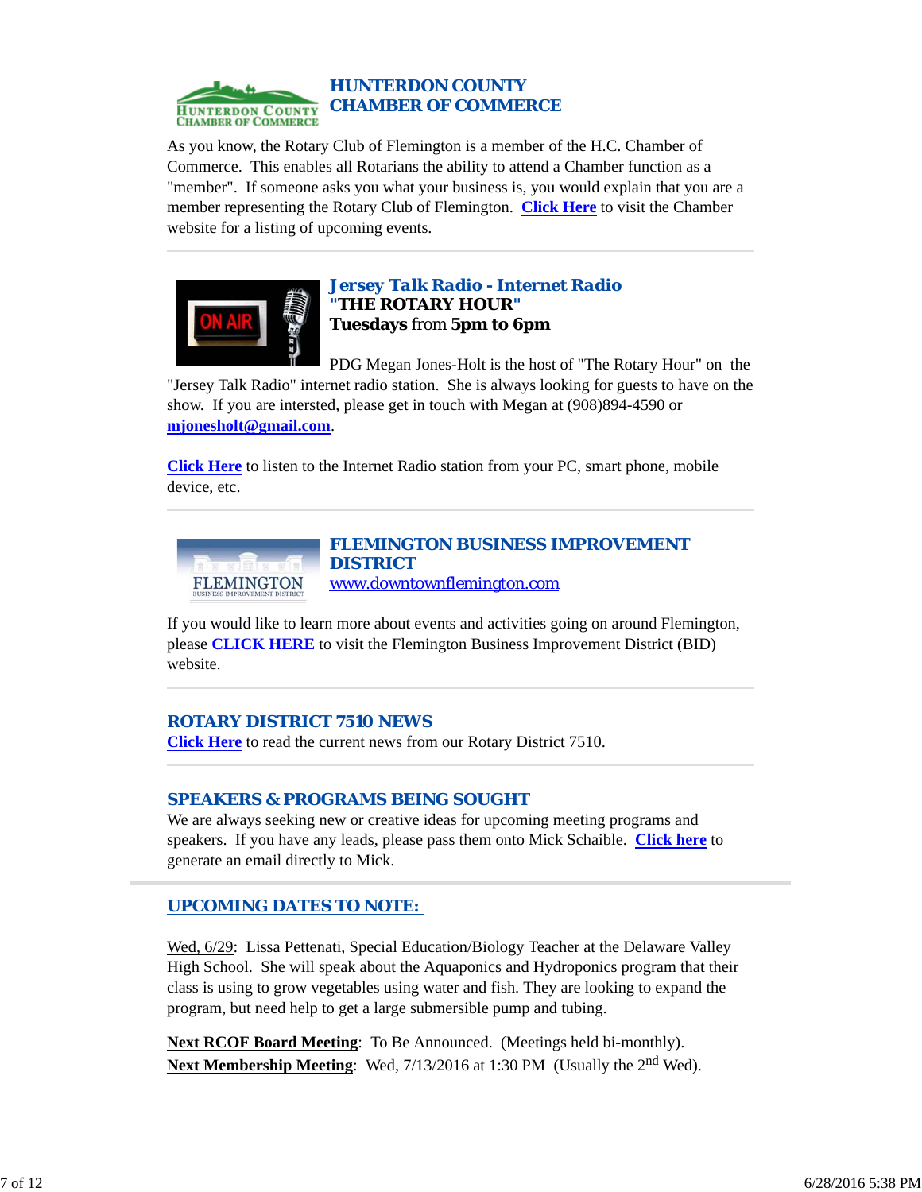## HUNTERDON COUNTY CHAMBER OF COMMERCE

As you know, the Rotary Club of Flemington is a member of the H.C. Chamber of Commerce. This enables all Rotarians the ability to attend a Chamber function as a "member". If someone asks you what your business is, you would explain that you are a member representing the Rotary Club of Flemington. Click Here to visit the Chamber website for a listing of upcoming events.

---

## Jersey Talk Radio - Internet Radio

**"THE ROTARY HOUR"**
**Tuesdays** from **5pm to 6pm**

PDG Megan Jones-Holt is the host of "The Rotary Hour" on the "Jersey Talk Radio" internet radio station. She is always looking for guests to have on the show. If you are intersted, please get in touch with Megan at (908)894-4590 or **mjonesholt@gmail.com**.

**Click Here** to listen to the Internet Radio station from your PC, smart phone, mobile device, etc.

---

## FLEMINGTON BUSINESS IMPROVEMENT DISTRICT

www.downtownflemington.com

If you would like to learn more about events and activities going on around Flemington, please **CLICK HERE** to visit the Flemington Business Improvement District (BID) website.

---

## ROTARY DISTRICT 7510 NEWS

**Click Here** to read the current news from our Rotary District 7510.

---

## SPEAKERS & PROGRAMS BEING SOUGHT

We are always seeking new or creative ideas for upcoming meeting programs and speakers. If you have any leads, please pass them onto Mick Schaible. **Click here** to generate an email directly to Mick.

---

## UPCOMING DATES TO NOTE:

Wed, 6/29: Lissa Pettenati, Special Education/Biology Teacher at the Delaware Valley High School. She will speak about the Aquaponics and Hydroponics program that their class is using to grow vegetables using water and fish. They are looking to expand the program, but need help to get a large submersible pump and tubing.

**Next RCOF Board Meeting**: To Be Announced. (Meetings held bi-monthly).
**Next Membership Meeting**: Wed, 7/13/2016 at 1:30 PM (Usually the 2nd Wed).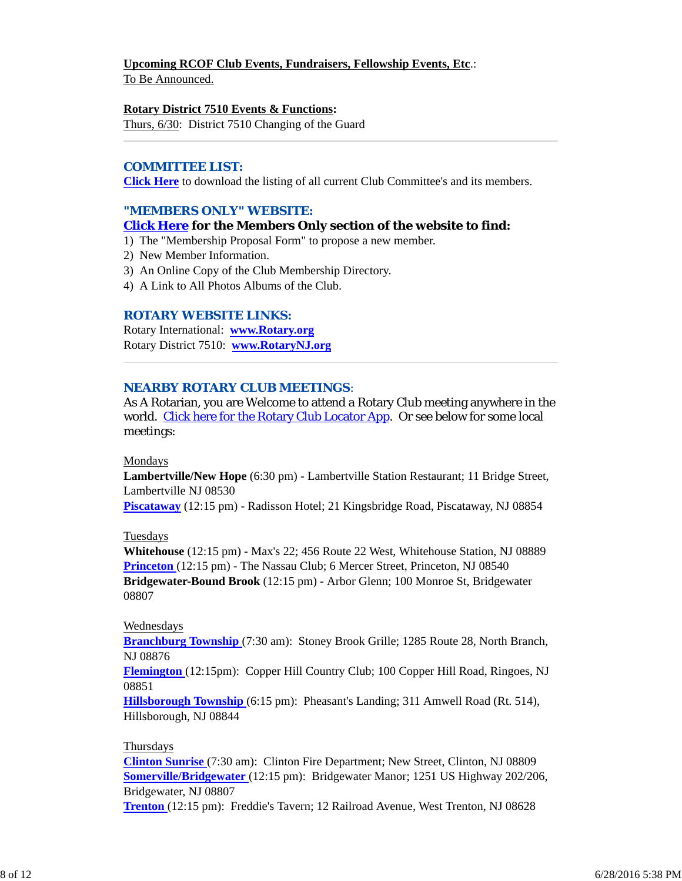**Upcoming RCOF Club Events, Fundraisers, Fellowship Events, Etc**.:
To Be Announced.

**Rotary District 7510 Events & Functions:**
Thurs, 6/30: District 7510 Changing of the Guard

---

## COMMITTEE LIST:

**Click Here** to download the listing of all current Club Committee's and its members.

## "MEMBERS ONLY" WEBSITE:

**Click Here for the Members Only section of the website to find:**

1) The "Membership Proposal Form" to propose a new member.
2) New Member Information.
3) An Online Copy of the Club Membership Directory.
4) A Link to All Photos Albums of the Club.

## ROTARY WEBSITE LINKS:

Rotary International: **www.Rotary.org**
Rotary District 7510: **www.RotaryNJ.org**

---

## NEARBY ROTARY CLUB MEETINGS:

As A Rotarian, you are Welcome to attend a Rotary Club meeting anywhere in the world. Click here for the Rotary Club Locator App. Or see below for some local meetings:

Mondays
**Lambertville/New Hope** (6:30 pm) - Lambertville Station Restaurant; 11 Bridge Street, Lambertville NJ 08530
**Piscataway** (12:15 pm) - Radisson Hotel; 21 Kingsbridge Road, Piscataway, NJ 08854

Tuesdays
**Whitehouse** (12:15 pm) - Max's 22; 456 Route 22 West, Whitehouse Station, NJ 08889
**Princeton** (12:15 pm) - The Nassau Club; 6 Mercer Street, Princeton, NJ 08540
**Bridgewater-Bound Brook** (12:15 pm) - Arbor Glenn; 100 Monroe St, Bridgewater 08807

Wednesdays
**Branchburg Township** (7:30 am): Stoney Brook Grille; 1285 Route 28, North Branch, NJ 08876
**Flemington** (12:15pm): Copper Hill Country Club; 100 Copper Hill Road, Ringoes, NJ 08851
**Hillsborough Township** (6:15 pm): Pheasant's Landing; 311 Amwell Road (Rt. 514), Hillsborough, NJ 08844

Thursdays
**Clinton Sunrise** (7:30 am): Clinton Fire Department; New Street, Clinton, NJ 08809
**Somerville/Bridgewater** (12:15 pm): Bridgewater Manor; 1251 US Highway 202/206, Bridgewater, NJ 08807
**Trenton** (12:15 pm): Freddie's Tavern; 12 Railroad Avenue, West Trenton, NJ 08628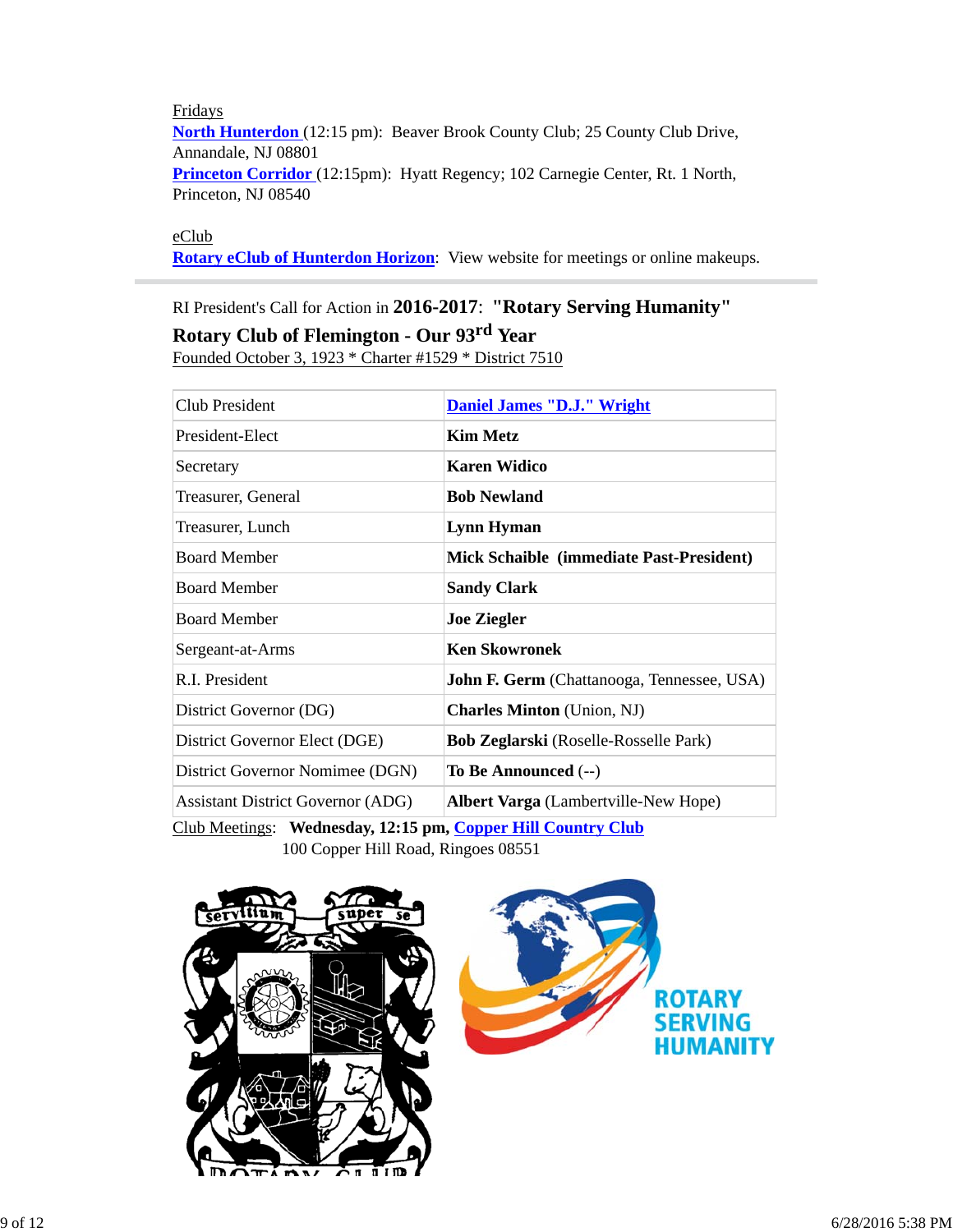Fridays

**North Hunterdon** (12:15 pm): Beaver Brook County Club; 25 County Club Drive, Annandale, NJ 08801

**Princeton Corridor** (12:15pm): Hyatt Regency; 102 Carnegie Center, Rt. 1 North, Princeton, NJ 08540

eClub

**Rotary eClub of Hunterdon Horizon**: View website for meetings or online makeups.

---

RI President's Call for Action in **2016-2017**: **"Rotary Serving Humanity"**

**Rotary Club of Flemington - Our 93rd Year**

Founded October 3, 1923 * Charter #1529 * District 7510

| | |
|---|---|
| Club President | **Daniel James "D.J." Wright** |
| President-Elect | **Kim Metz** |
| Secretary | **Karen Widico** |
| Treasurer, General | **Bob Newland** |
| Treasurer, Lunch | **Lynn Hyman** |
| Board Member | **Mick Schaible (immediate Past-President)** |
| Board Member | **Sandy Clark** |
| Board Member | **Joe Ziegler** |
| Sergeant-at-Arms | **Ken Skowronek** |
| R.I. President | **John F. Germ** (Chattanooga, Tennessee, USA) |
| District Governor (DG) | **Charles Minton** (Union, NJ) |
| District Governor Elect (DGE) | **Bob Zeglarski** (Roselle-Rosselle Park) |
| District Governor Nomimee (DGN) | **To Be Announced** (--) |
| Assistant District Governor (ADG) | **Albert Varga** (Lambertville-New Hope) |

Club Meetings: **Wednesday, 12:15 pm, Copper Hill Country Club**
100 Copper Hill Road, Ringoes 08551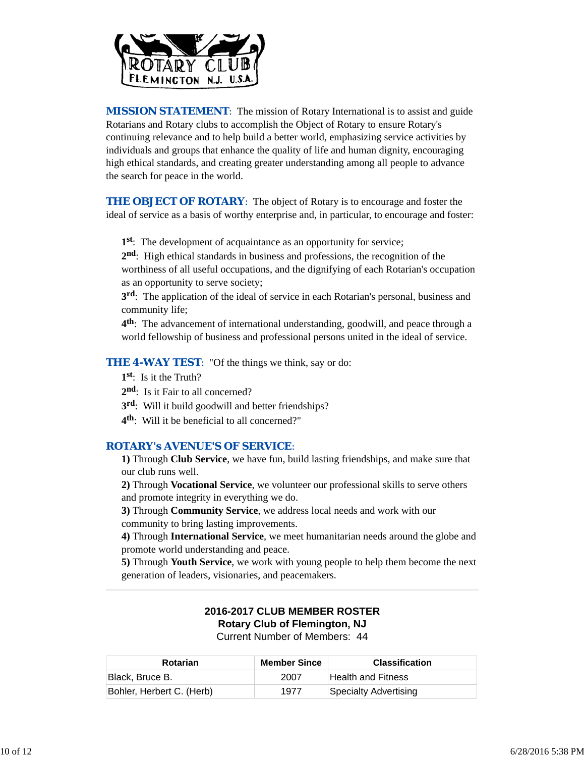ROTARY CLUB FLEMINGTON N.J. U.S.A.

**MISSION STATEMENT**: The mission of Rotary International is to assist and guide Rotarians and Rotary clubs to accomplish the Object of Rotary to ensure Rotary's continuing relevance and to help build a better world, emphasizing service activities by individuals and groups that enhance the quality of life and human dignity, encouraging high ethical standards, and creating greater understanding among all people to advance the search for peace in the world.

**THE OBJECT OF ROTARY**: The object of Rotary is to encourage and foster the ideal of service as a basis of worthy enterprise and, in particular, to encourage and foster:

**1st**: The development of acquaintance as an opportunity for service;
**2nd**: High ethical standards in business and professions, the recognition of the worthiness of all useful occupations, and the dignifying of each Rotarian's occupation as an opportunity to serve society;
**3rd**: The application of the ideal of service in each Rotarian's personal, business and community life;
**4th**: The advancement of international understanding, goodwill, and peace through a world fellowship of business and professional persons united in the ideal of service.

**THE 4-WAY TEST**: "Of the things we think, say or do:
**1st**: Is it the Truth?
**2nd**: Is it Fair to all concerned?
**3rd**: Will it build goodwill and better friendships?
**4th**: Will it be beneficial to all concerned?"

**ROTARY's AVENUE'S OF SERVICE**:
**1)** Through **Club Service**, we have fun, build lasting friendships, and make sure that our club runs well.
**2)** Through **Vocational Service**, we volunteer our professional skills to serve others and promote integrity in everything we do.
**3)** Through **Community Service**, we address local needs and work with our community to bring lasting improvements.
**4)** Through **International Service**, we meet humanitarian needs around the globe and promote world understanding and peace.
**5)** Through **Youth Service**, we work with young people to help them become the next generation of leaders, visionaries, and peacemakers.

---

**2016-2017 CLUB MEMBER ROSTER**
**Rotary Club of Flemington, NJ**
Current Number of Members: 44

| Rotarian | Member Since | Classification |
|---|---|---|
| Black, Bruce B. | 2007 | Health and Fitness |
| Bohler, Herbert C. (Herb) | 1977 | Specialty Advertising |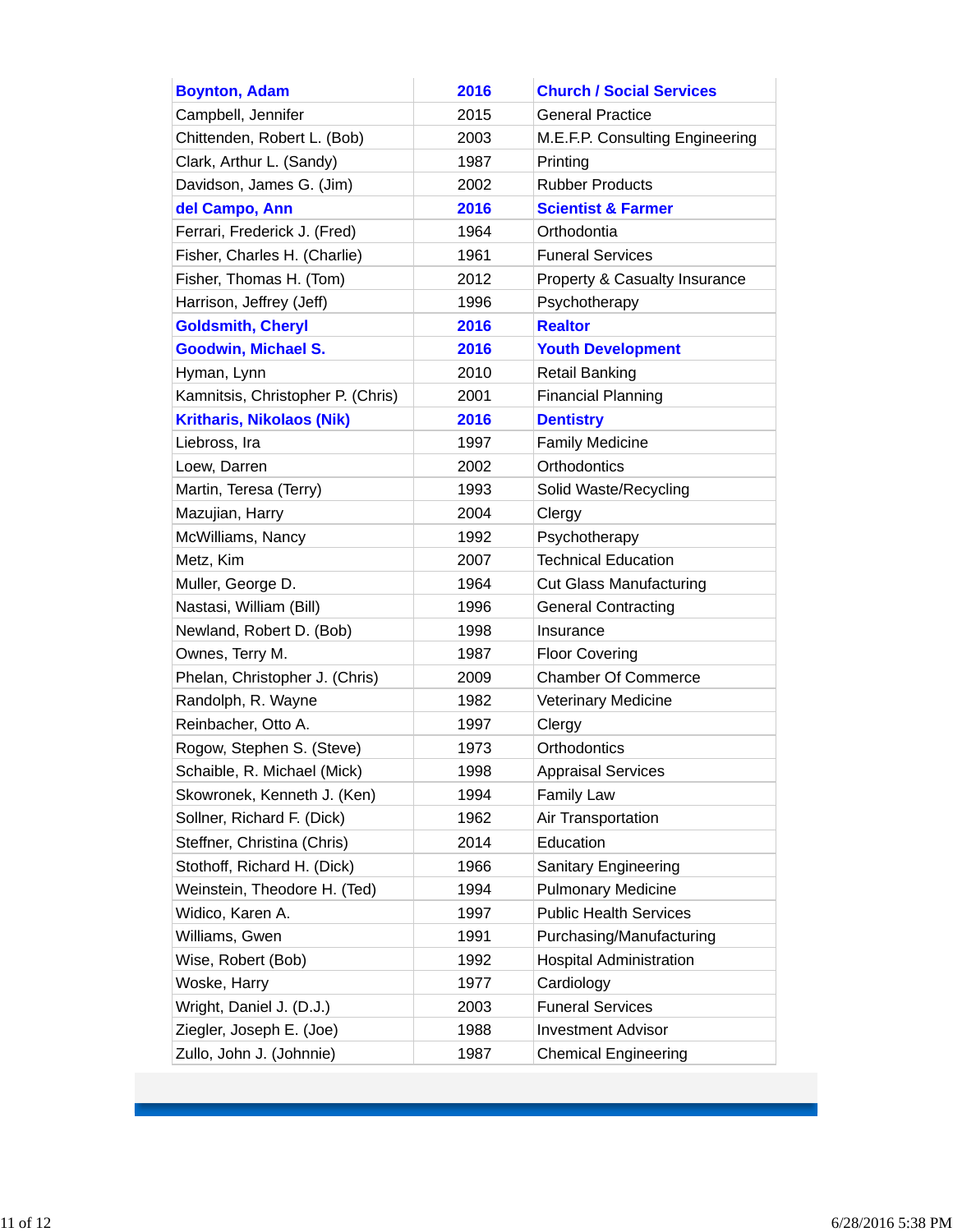| **Boynton, Adam** | **2016** | **Church / Social Services** |
|---|---|---|
| Campbell, Jennifer | 2015 | General Practice |
| Chittenden, Robert L. (Bob) | 2003 | M.E.F.P. Consulting Engineering |
| Clark, Arthur L. (Sandy) | 1987 | Printing |
| Davidson, James G. (Jim) | 2002 | Rubber Products |
| **del Campo, Ann** | **2016** | **Scientist & Farmer** |
| Ferrari, Frederick J. (Fred) | 1964 | Orthodontia |
| Fisher, Charles H. (Charlie) | 1961 | Funeral Services |
| Fisher, Thomas H. (Tom) | 2012 | Property & Casualty Insurance |
| Harrison, Jeffrey (Jeff) | 1996 | Psychotherapy |
| **Goldsmith, Cheryl** | **2016** | **Realtor** |
| **Goodwin, Michael S.** | **2016** | **Youth Development** |
| Hyman, Lynn | 2010 | Retail Banking |
| Kamnitsis, Christopher P. (Chris) | 2001 | Financial Planning |
| **Kritharis, Nikolaos (Nik)** | **2016** | **Dentistry** |
| Liebross, Ira | 1997 | Family Medicine |
| Loew, Darren | 2002 | Orthodontics |
| Martin, Teresa (Terry) | 1993 | Solid Waste/Recycling |
| Mazujian, Harry | 2004 | Clergy |
| McWilliams, Nancy | 1992 | Psychotherapy |
| Metz, Kim | 2007 | Technical Education |
| Muller, George D. | 1964 | Cut Glass Manufacturing |
| Nastasi, William (Bill) | 1996 | General Contracting |
| Newland, Robert D. (Bob) | 1998 | Insurance |
| Ownes, Terry M. | 1987 | Floor Covering |
| Phelan, Christopher J. (Chris) | 2009 | Chamber Of Commerce |
| Randolph, R. Wayne | 1982 | Veterinary Medicine |
| Reinbacher, Otto A. | 1997 | Clergy |
| Rogow, Stephen S. (Steve) | 1973 | Orthodontics |
| Schaible, R. Michael (Mick) | 1998 | Appraisal Services |
| Skowronek, Kenneth J. (Ken) | 1994 | Family Law |
| Sollner, Richard F. (Dick) | 1962 | Air Transportation |
| Steffner, Christina (Chris) | 2014 | Education |
| Stothoff, Richard H. (Dick) | 1966 | Sanitary Engineering |
| Weinstein, Theodore H. (Ted) | 1994 | Pulmonary Medicine |
| Widico, Karen A. | 1997 | Public Health Services |
| Williams, Gwen | 1991 | Purchasing/Manufacturing |
| Wise, Robert (Bob) | 1992 | Hospital Administration |
| Woske, Harry | 1977 | Cardiology |
| Wright, Daniel J. (D.J.) | 2003 | Funeral Services |
| Ziegler, Joseph E. (Joe) | 1988 | Investment Advisor |
| Zullo, John J. (Johnnie) | 1987 | Chemical Engineering |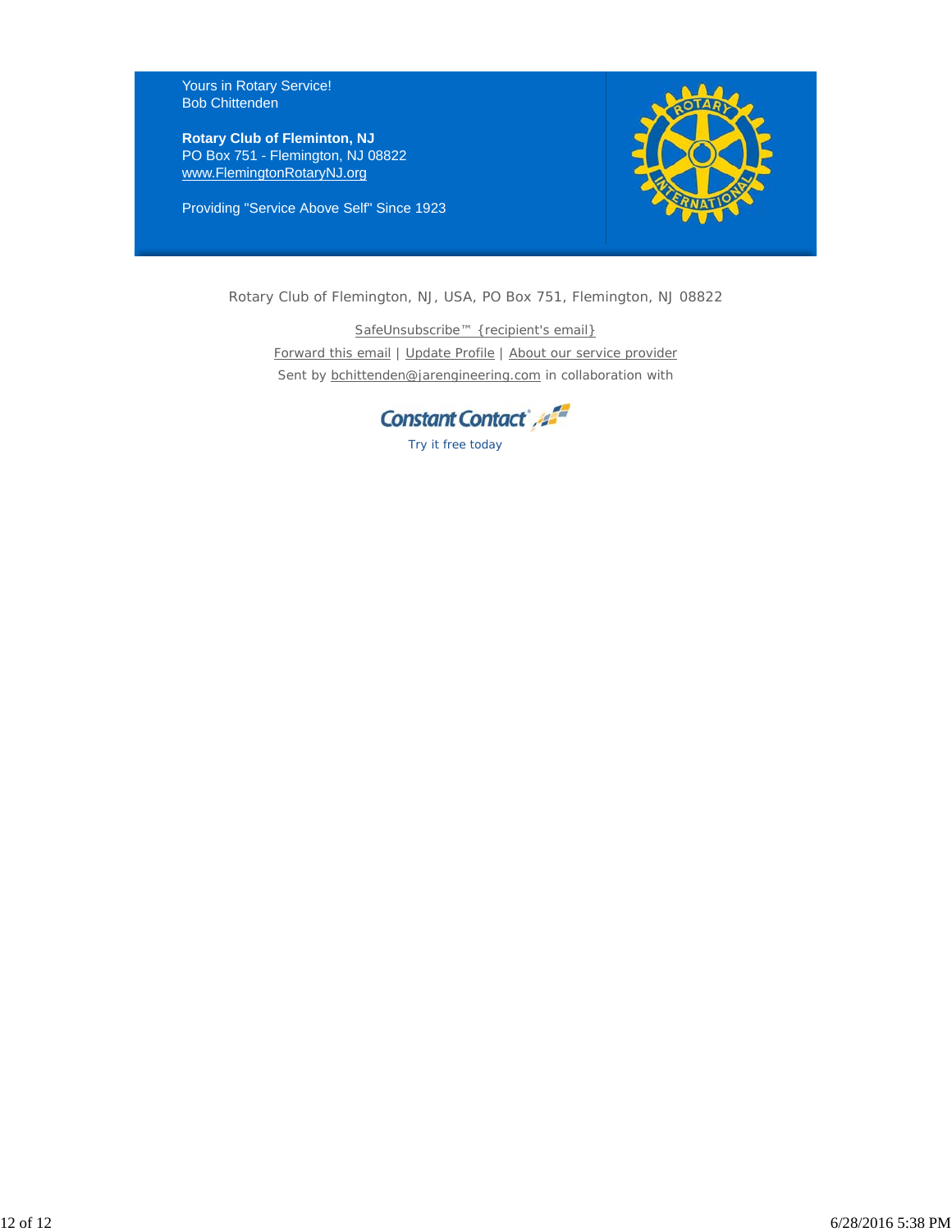Yours in Rotary Service!
Bob Chittenden

**Rotary Club of Fleminton, NJ**
PO Box 751 - Flemington, NJ 08822
www.FlemingtonRotaryNJ.org

Providing "Service Above Self" Since 1923

Rotary Club of Flemington, NJ, USA, PO Box 751, Flemington, NJ 08822

SafeUnsubscribe™ {recipient's email}

Forward this email | Update Profile | About our service provider

Sent by bchittenden@jarengineering.com in collaboration with

Constant Contact

Try it free today